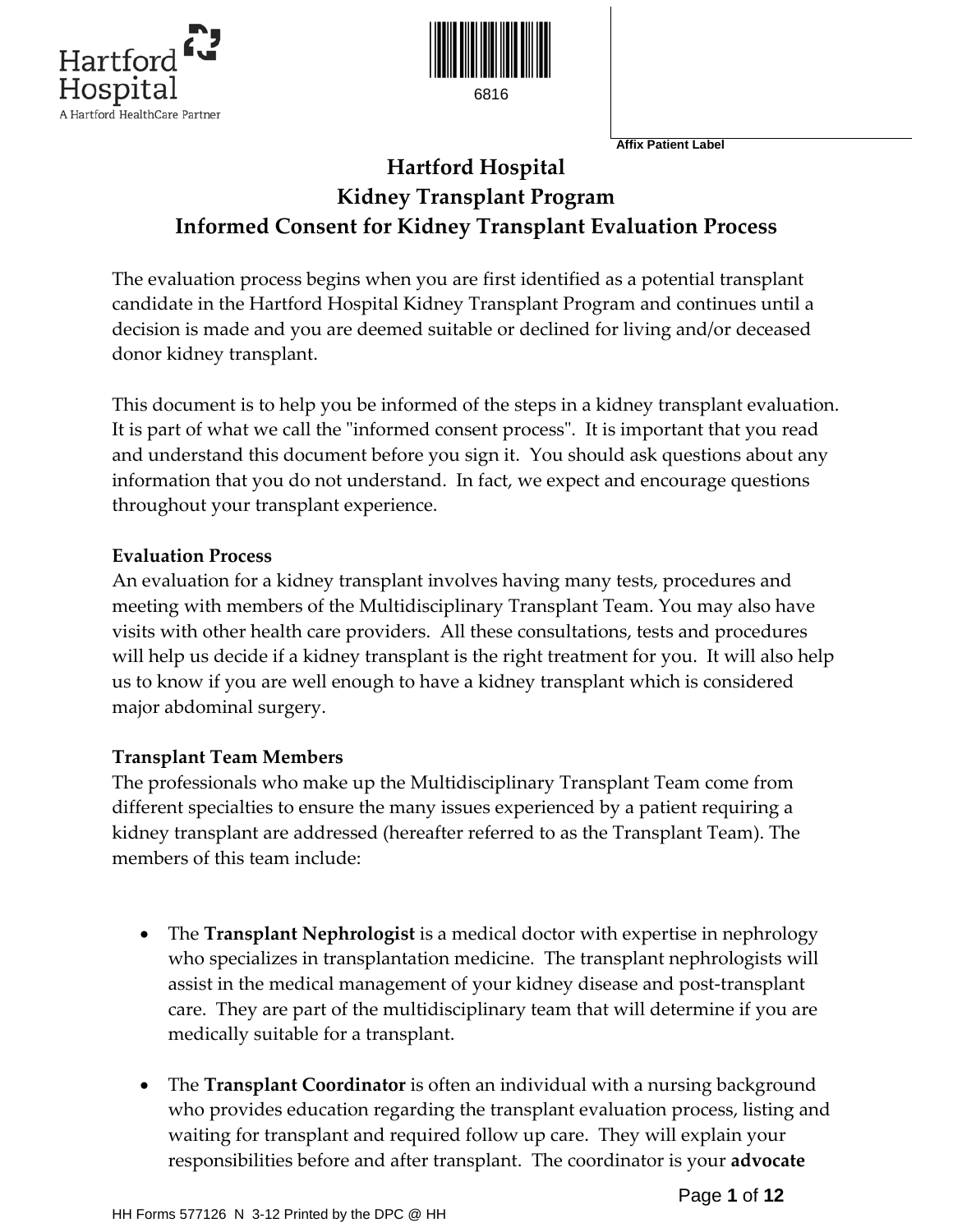Hartford Hospital
A Hartford HealthCare Partner

6816

Affix Patient Label

# Hartford Hospital
# Kidney Transplant Program
# Informed Consent for Kidney Transplant Evaluation Process

The evaluation process begins when you are first identified as a potential transplant candidate in the Hartford Hospital Kidney Transplant Program and continues until a decision is made and you are deemed suitable or declined for living and/or deceased donor kidney transplant.

This document is to help you be informed of the steps in a kidney transplant evaluation. It is part of what we call the "informed consent process". It is important that you read and understand this document before you sign it. You should ask questions about any information that you do not understand. In fact, we expect and encourage questions throughout your transplant experience.

**Evaluation Process**
An evaluation for a kidney transplant involves having many tests, procedures and meeting with members of the Multidisciplinary Transplant Team. You may also have visits with other health care providers. All these consultations, tests and procedures will help us decide if a kidney transplant is the right treatment for you. It will also help us to know if you are well enough to have a kidney transplant which is considered major abdominal surgery.

**Transplant Team Members**
The professionals who make up the Multidisciplinary Transplant Team come from different specialties to ensure the many issues experienced by a patient requiring a kidney transplant are addressed (hereafter referred to as the Transplant Team). The members of this team include:

- The **Transplant Nephrologist** is a medical doctor with expertise in nephrology who specializes in transplantation medicine. The transplant nephrologists will assist in the medical management of your kidney disease and post-transplant care. They are part of the multidisciplinary team that will determine if you are medically suitable for a transplant.

- The **Transplant Coordinator** is often an individual with a nursing background who provides education regarding the transplant evaluation process, listing and waiting for transplant and required follow up care. They will explain your responsibilities before and after transplant. The coordinator is your **advocate**

HH Forms 577126 N 3-12 Printed by the DPC @ HH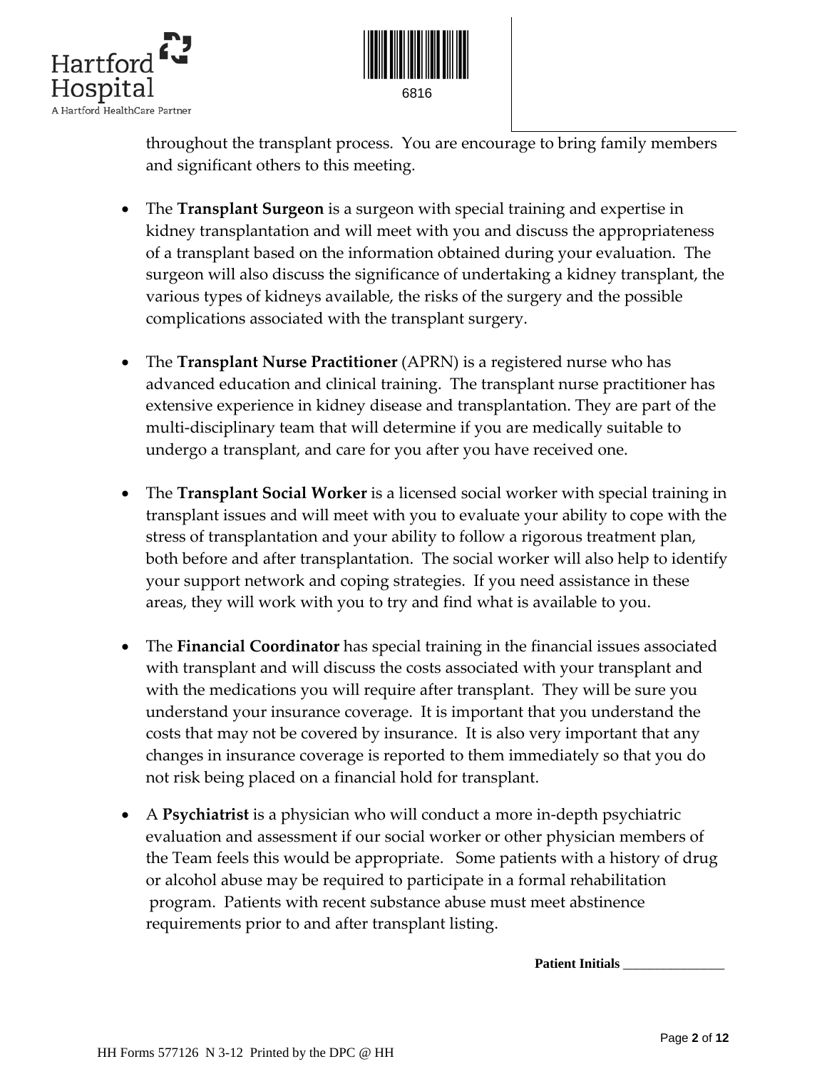throughout the transplant process. You are encourage to bring family members and significant others to this meeting.

- The **Transplant Surgeon** is a surgeon with special training and expertise in kidney transplantation and will meet with you and discuss the appropriateness of a transplant based on the information obtained during your evaluation. The surgeon will also discuss the significance of undertaking a kidney transplant, the various types of kidneys available, the risks of the surgery and the possible complications associated with the transplant surgery.

- The **Transplant Nurse Practitioner** (APRN) is a registered nurse who has advanced education and clinical training. The transplant nurse practitioner has extensive experience in kidney disease and transplantation. They are part of the multi-disciplinary team that will determine if you are medically suitable to undergo a transplant, and care for you after you have received one.

- The **Transplant Social Worker** is a licensed social worker with special training in transplant issues and will meet with you to evaluate your ability to cope with the stress of transplantation and your ability to follow a rigorous treatment plan, both before and after transplantation. The social worker will also help to identify your support network and coping strategies. If you need assistance in these areas, they will work with you to try and find what is available to you.

- The **Financial Coordinator** has special training in the financial issues associated with transplant and will discuss the costs associated with your transplant and with the medications you will require after transplant. They will be sure you understand your insurance coverage. It is important that you understand the costs that may not be covered by insurance. It is also very important that any changes in insurance coverage is reported to them immediately so that you do not risk being placed on a financial hold for transplant.

- A **Psychiatrist** is a physician who will conduct a more in-depth psychiatric evaluation and assessment if our social worker or other physician members of the Team feels this would be appropriate. Some patients with a history of drug or alcohol abuse may be required to participate in a formal rehabilitation program. Patients with recent substance abuse must meet abstinence requirements prior to and after transplant listing.

**Patient Initials** _______________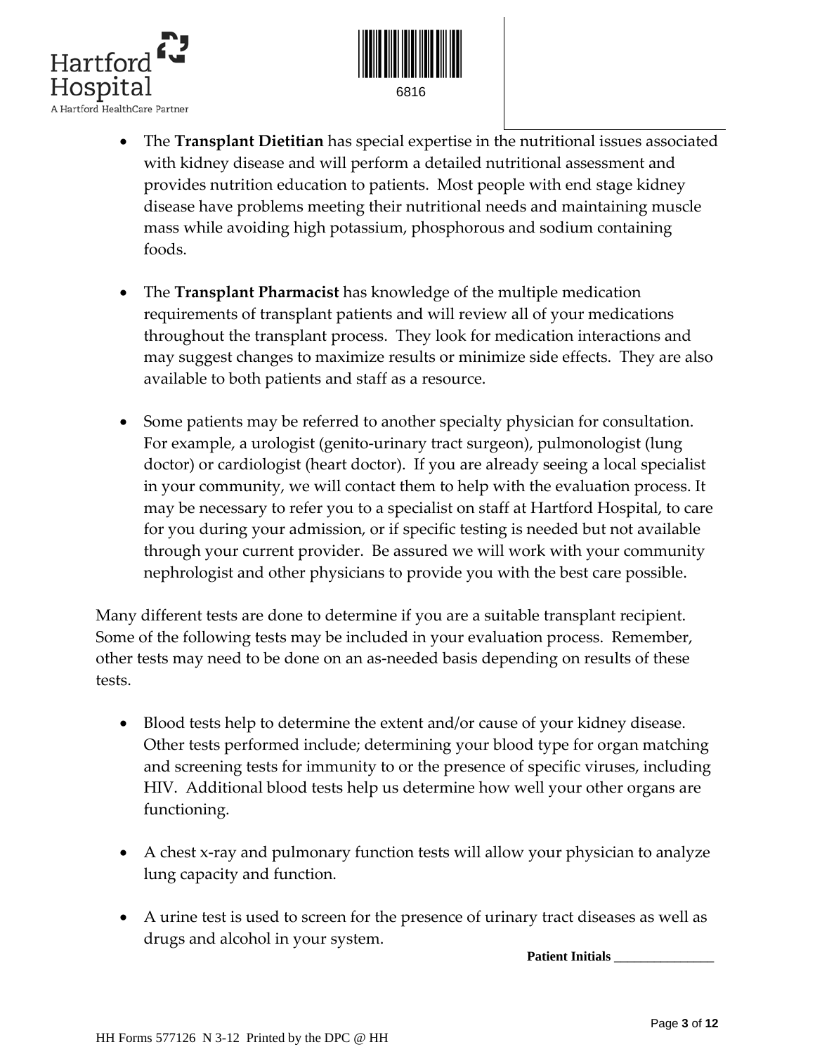- The **Transplant Dietitian** has special expertise in the nutritional issues associated with kidney disease and will perform a detailed nutritional assessment and provides nutrition education to patients. Most people with end stage kidney disease have problems meeting their nutritional needs and maintaining muscle mass while avoiding high potassium, phosphorous and sodium containing foods.

- The **Transplant Pharmacist** has knowledge of the multiple medication requirements of transplant patients and will review all of your medications throughout the transplant process. They look for medication interactions and may suggest changes to maximize results or minimize side effects. They are also available to both patients and staff as a resource.

- Some patients may be referred to another specialty physician for consultation. For example, a urologist (genito-urinary tract surgeon), pulmonologist (lung doctor) or cardiologist (heart doctor). If you are already seeing a local specialist in your community, we will contact them to help with the evaluation process. It may be necessary to refer you to a specialist on staff at Hartford Hospital, to care for you during your admission, or if specific testing is needed but not available through your current provider. Be assured we will work with your community nephrologist and other physicians to provide you with the best care possible.

Many different tests are done to determine if you are a suitable transplant recipient. Some of the following tests may be included in your evaluation process. Remember, other tests may need to be done on an as-needed basis depending on results of these tests.

- Blood tests help to determine the extent and/or cause of your kidney disease. Other tests performed include; determining your blood type for organ matching and screening tests for immunity to or the presence of specific viruses, including HIV. Additional blood tests help us determine how well your other organs are functioning.

- A chest x-ray and pulmonary function tests will allow your physician to analyze lung capacity and function.

- A urine test is used to screen for the presence of urinary tract diseases as well as drugs and alcohol in your system.

**Patient Initials** _______________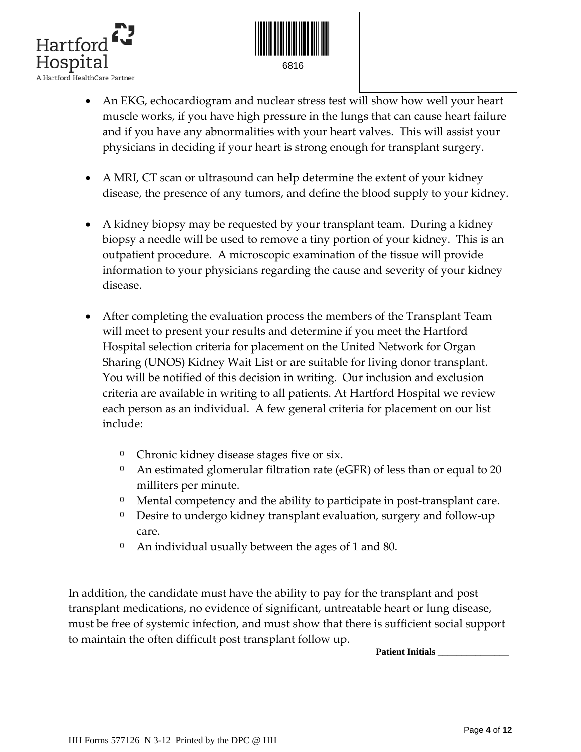- An EKG, echocardiogram and nuclear stress test will show how well your heart muscle works, if you have high pressure in the lungs that can cause heart failure and if you have any abnormalities with your heart valves. This will assist your physicians in deciding if your heart is strong enough for transplant surgery.

- A MRI, CT scan or ultrasound can help determine the extent of your kidney disease, the presence of any tumors, and define the blood supply to your kidney.

- A kidney biopsy may be requested by your transplant team. During a kidney biopsy a needle will be used to remove a tiny portion of your kidney. This is an outpatient procedure. A microscopic examination of the tissue will provide information to your physicians regarding the cause and severity of your kidney disease.

- After completing the evaluation process the members of the Transplant Team will meet to present your results and determine if you meet the Hartford Hospital selection criteria for placement on the United Network for Organ Sharing (UNOS) Kidney Wait List or are suitable for living donor transplant. You will be notified of this decision in writing. Our inclusion and exclusion criteria are available in writing to all patients. At Hartford Hospital we review each person as an individual. A few general criteria for placement on our list include:

    - Chronic kidney disease stages five or six.
    - An estimated glomerular filtration rate (eGFR) of less than or equal to 20 milliters per minute.
    - Mental competency and the ability to participate in post-transplant care.
    - Desire to undergo kidney transplant evaluation, surgery and follow-up care.
    - An individual usually between the ages of 1 and 80.

In addition, the candidate must have the ability to pay for the transplant and post transplant medications, no evidence of significant, untreatable heart or lung disease, must be free of systemic infection, and must show that there is sufficient social support to maintain the often difficult post transplant follow up.

**Patient Initials** _______________

HH Forms 577126 N 3-12 Printed by the DPC @ HH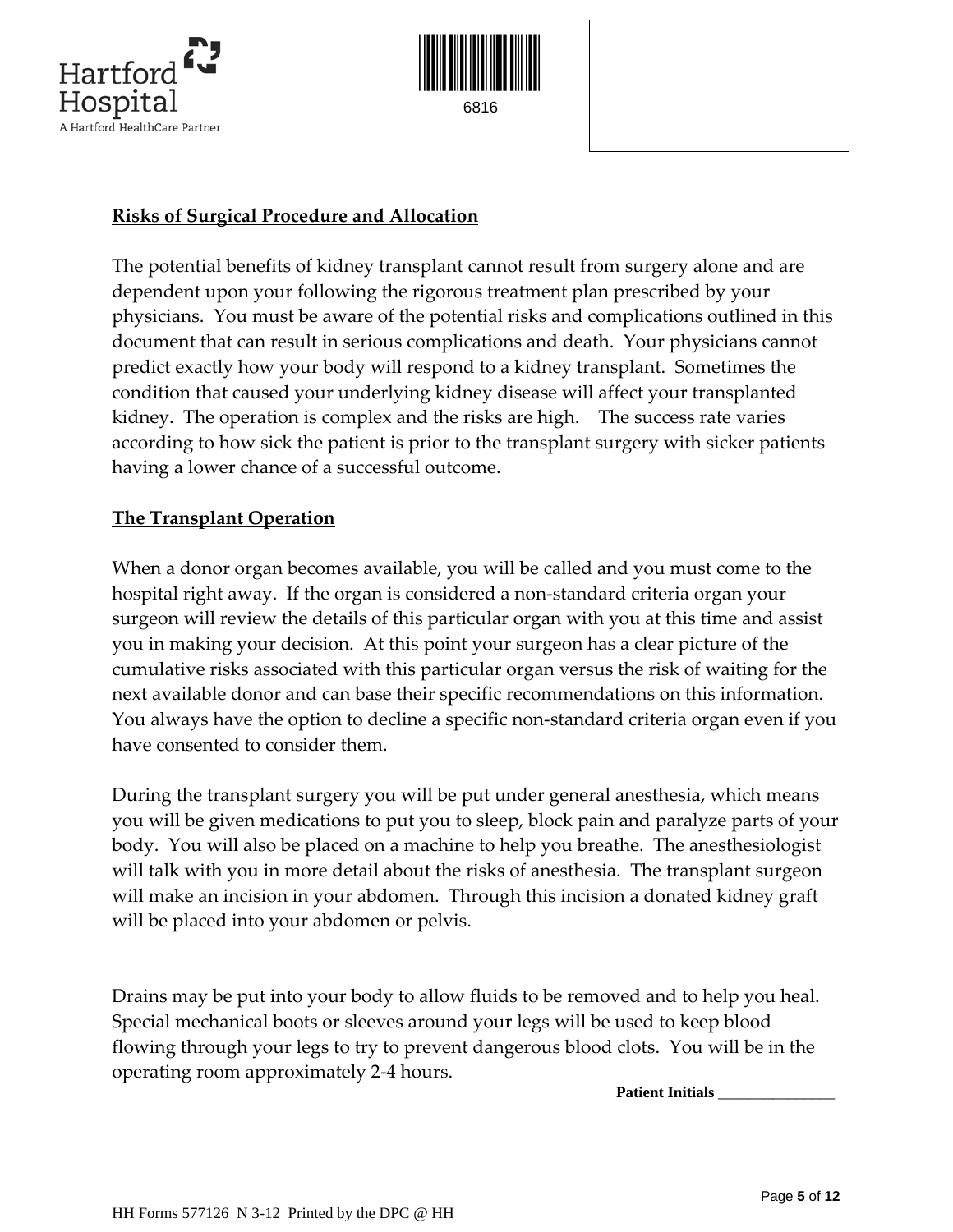**Risks of Surgical Procedure and Allocation**

The potential benefits of kidney transplant cannot result from surgery alone and are dependent upon your following the rigorous treatment plan prescribed by your physicians. You must be aware of the potential risks and complications outlined in this document that can result in serious complications and death. Your physicians cannot predict exactly how your body will respond to a kidney transplant. Sometimes the condition that caused your underlying kidney disease will affect your transplanted kidney. The operation is complex and the risks are high. The success rate varies according to how sick the patient is prior to the transplant surgery with sicker patients having a lower chance of a successful outcome.

**The Transplant Operation**

When a donor organ becomes available, you will be called and you must come to the hospital right away. If the organ is considered a non-standard criteria organ your surgeon will review the details of this particular organ with you at this time and assist you in making your decision. At this point your surgeon has a clear picture of the cumulative risks associated with this particular organ versus the risk of waiting for the next available donor and can base their specific recommendations on this information. You always have the option to decline a specific non-standard criteria organ even if you have consented to consider them.

During the transplant surgery you will be put under general anesthesia, which means you will be given medications to put you to sleep, block pain and paralyze parts of your body. You will also be placed on a machine to help you breathe. The anesthesiologist will talk with you in more detail about the risks of anesthesia. The transplant surgeon will make an incision in your abdomen. Through this incision a donated kidney graft will be placed into your abdomen or pelvis.

Drains may be put into your body to allow fluids to be removed and to help you heal. Special mechanical boots or sleeves around your legs will be used to keep blood flowing through your legs to try to prevent dangerous blood clots. You will be in the operating room approximately 2-4 hours.

**Patient Initials** _______________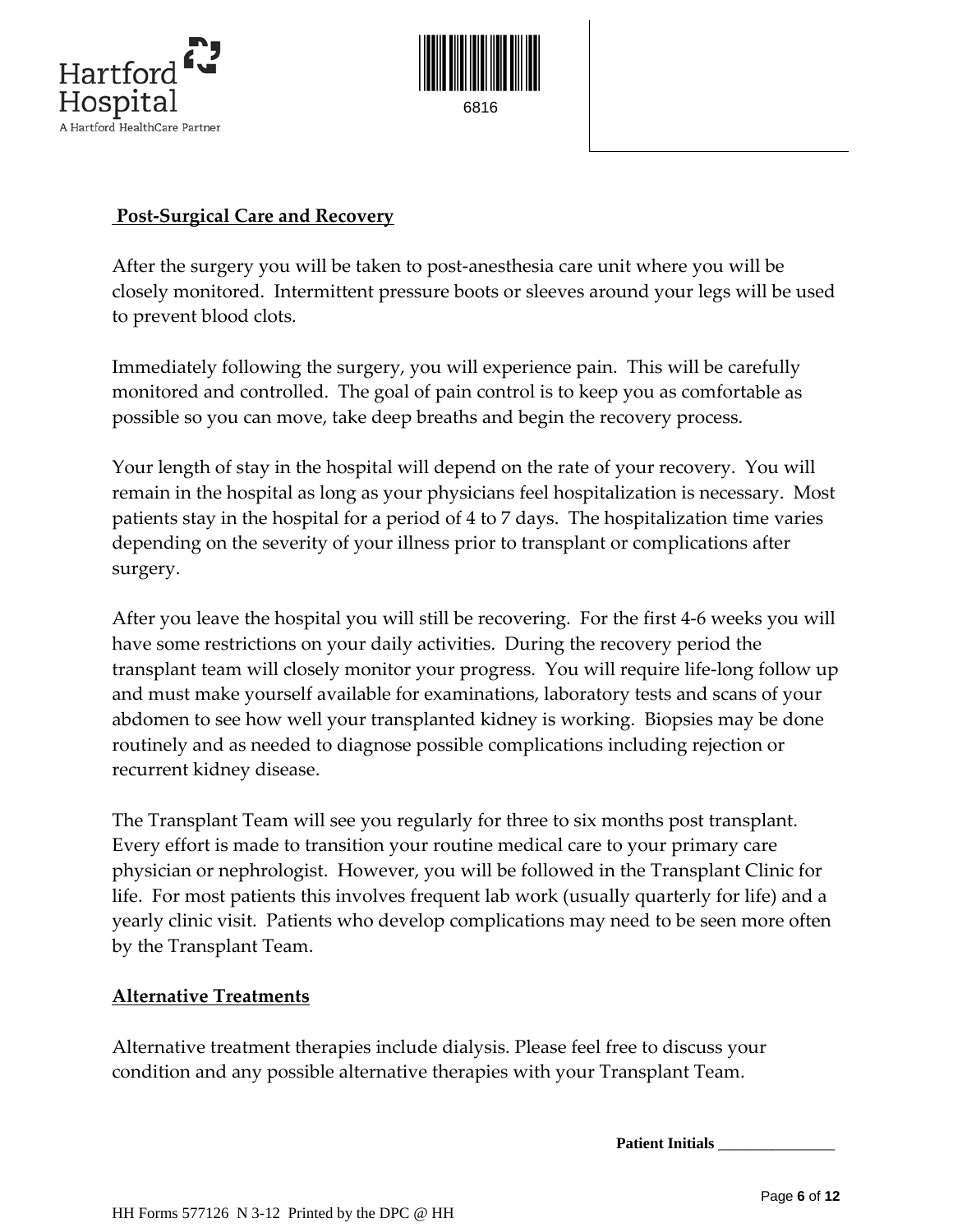## Post-Surgical Care and Recovery

After the surgery you will be taken to post-anesthesia care unit where you will be closely monitored. Intermittent pressure boots or sleeves around your legs will be used to prevent blood clots.

Immediately following the surgery, you will experience pain. This will be carefully monitored and controlled. The goal of pain control is to keep you as comfortable as possible so you can move, take deep breaths and begin the recovery process.

Your length of stay in the hospital will depend on the rate of your recovery. You will remain in the hospital as long as your physicians feel hospitalization is necessary. Most patients stay in the hospital for a period of 4 to 7 days. The hospitalization time varies depending on the severity of your illness prior to transplant or complications after surgery.

After you leave the hospital you will still be recovering. For the first 4-6 weeks you will have some restrictions on your daily activities. During the recovery period the transplant team will closely monitor your progress. You will require life-long follow up and must make yourself available for examinations, laboratory tests and scans of your abdomen to see how well your transplanted kidney is working. Biopsies may be done routinely and as needed to diagnose possible complications including rejection or recurrent kidney disease.

The Transplant Team will see you regularly for three to six months post transplant. Every effort is made to transition your routine medical care to your primary care physician or nephrologist. However, you will be followed in the Transplant Clinic for life. For most patients this involves frequent lab work (usually quarterly for life) and a yearly clinic visit. Patients who develop complications may need to be seen more often by the Transplant Team.

## Alternative Treatments

Alternative treatment therapies include dialysis. Please feel free to discuss your condition and any possible alternative therapies with your Transplant Team.

**Patient Initials** _______________

HH Forms 577126 N 3-12 Printed by the DPC @ HH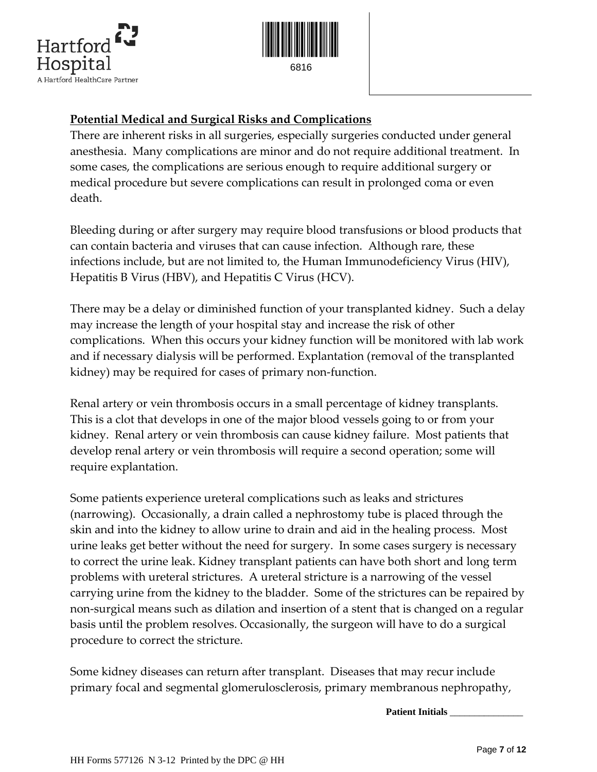## Potential Medical and Surgical Risks and Complications

There are inherent risks in all surgeries, especially surgeries conducted under general anesthesia. Many complications are minor and do not require additional treatment. In some cases, the complications are serious enough to require additional surgery or medical procedure but severe complications can result in prolonged coma or even death.

Bleeding during or after surgery may require blood transfusions or blood products that can contain bacteria and viruses that can cause infection. Although rare, these infections include, but are not limited to, the Human Immunodeficiency Virus (HIV), Hepatitis B Virus (HBV), and Hepatitis C Virus (HCV).

There may be a delay or diminished function of your transplanted kidney. Such a delay may increase the length of your hospital stay and increase the risk of other complications. When this occurs your kidney function will be monitored with lab work and if necessary dialysis will be performed. Explantation (removal of the transplanted kidney) may be required for cases of primary non-function.

Renal artery or vein thrombosis occurs in a small percentage of kidney transplants. This is a clot that develops in one of the major blood vessels going to or from your kidney. Renal artery or vein thrombosis can cause kidney failure. Most patients that develop renal artery or vein thrombosis will require a second operation; some will require explantation.

Some patients experience ureteral complications such as leaks and strictures (narrowing). Occasionally, a drain called a nephrostomy tube is placed through the skin and into the kidney to allow urine to drain and aid in the healing process. Most urine leaks get better without the need for surgery. In some cases surgery is necessary to correct the urine leak. Kidney transplant patients can have both short and long term problems with ureteral strictures. A ureteral stricture is a narrowing of the vessel carrying urine from the kidney to the bladder. Some of the strictures can be repaired by non-surgical means such as dilation and insertion of a stent that is changed on a regular basis until the problem resolves. Occasionally, the surgeon will have to do a surgical procedure to correct the stricture.

Some kidney diseases can return after transplant. Diseases that may recur include primary focal and segmental glomerulosclerosis, primary membranous nephropathy,

**Patient Initials** _______________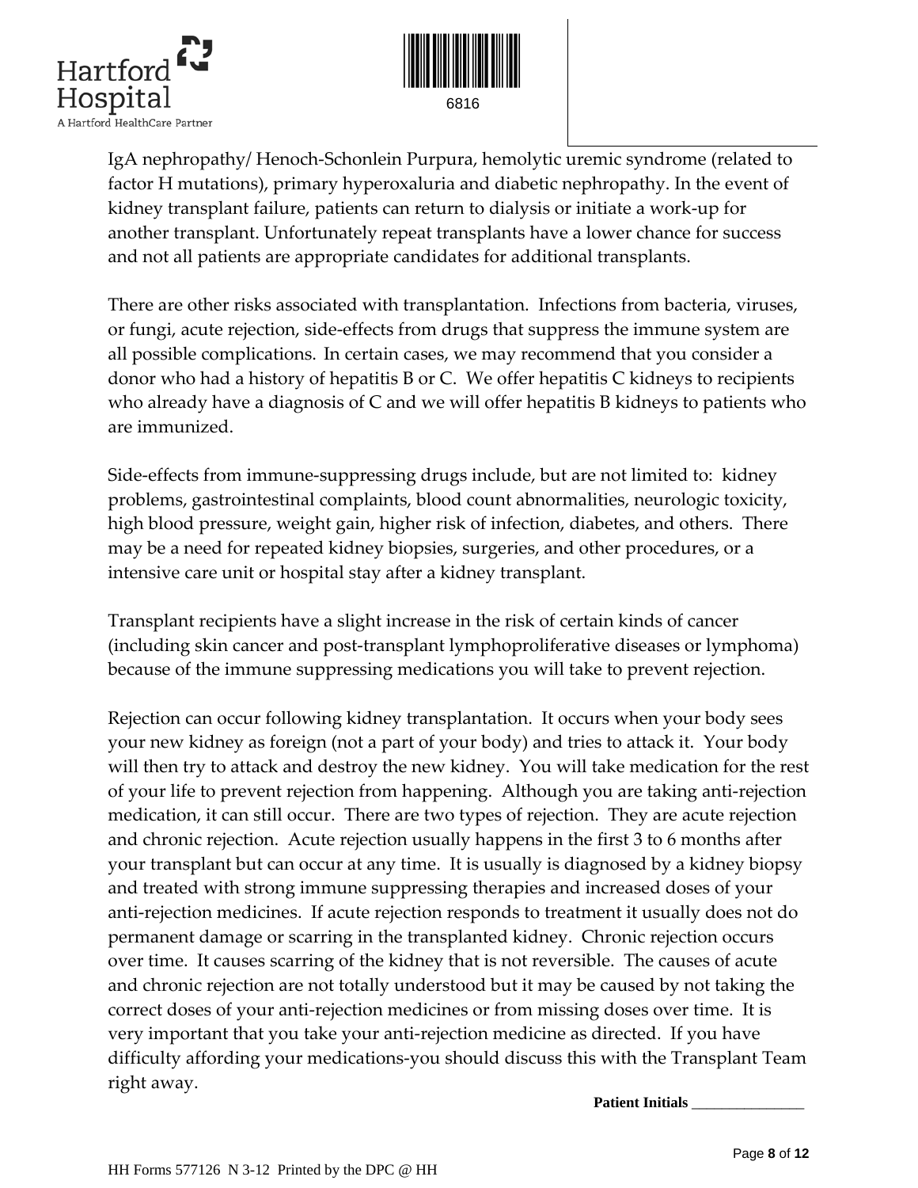IgA nephropathy/ Henoch-Schonlein Purpura, hemolytic uremic syndrome (related to factor H mutations), primary hyperoxaluria and diabetic nephropathy. In the event of kidney transplant failure, patients can return to dialysis or initiate a work-up for another transplant. Unfortunately repeat transplants have a lower chance for success and not all patients are appropriate candidates for additional transplants.

There are other risks associated with transplantation. Infections from bacteria, viruses, or fungi, acute rejection, side-effects from drugs that suppress the immune system are all possible complications. In certain cases, we may recommend that you consider a donor who had a history of hepatitis B or C. We offer hepatitis C kidneys to recipients who already have a diagnosis of C and we will offer hepatitis B kidneys to patients who are immunized.

Side-effects from immune-suppressing drugs include, but are not limited to: kidney problems, gastrointestinal complaints, blood count abnormalities, neurologic toxicity, high blood pressure, weight gain, higher risk of infection, diabetes, and others. There may be a need for repeated kidney biopsies, surgeries, and other procedures, or a intensive care unit or hospital stay after a kidney transplant.

Transplant recipients have a slight increase in the risk of certain kinds of cancer (including skin cancer and post-transplant lymphoproliferative diseases or lymphoma) because of the immune suppressing medications you will take to prevent rejection.

Rejection can occur following kidney transplantation. It occurs when your body sees your new kidney as foreign (not a part of your body) and tries to attack it. Your body will then try to attack and destroy the new kidney. You will take medication for the rest of your life to prevent rejection from happening. Although you are taking anti-rejection medication, it can still occur. There are two types of rejection. They are acute rejection and chronic rejection. Acute rejection usually happens in the first 3 to 6 months after your transplant but can occur at any time. It is usually is diagnosed by a kidney biopsy and treated with strong immune suppressing therapies and increased doses of your anti-rejection medicines. If acute rejection responds to treatment it usually does not do permanent damage or scarring in the transplanted kidney. Chronic rejection occurs over time. It causes scarring of the kidney that is not reversible. The causes of acute and chronic rejection are not totally understood but it may be caused by not taking the correct doses of your anti-rejection medicines or from missing doses over time. It is very important that you take your anti-rejection medicine as directed. If you have difficulty affording your medications-you should discuss this with the Transplant Team right away.

**Patient Initials** _______________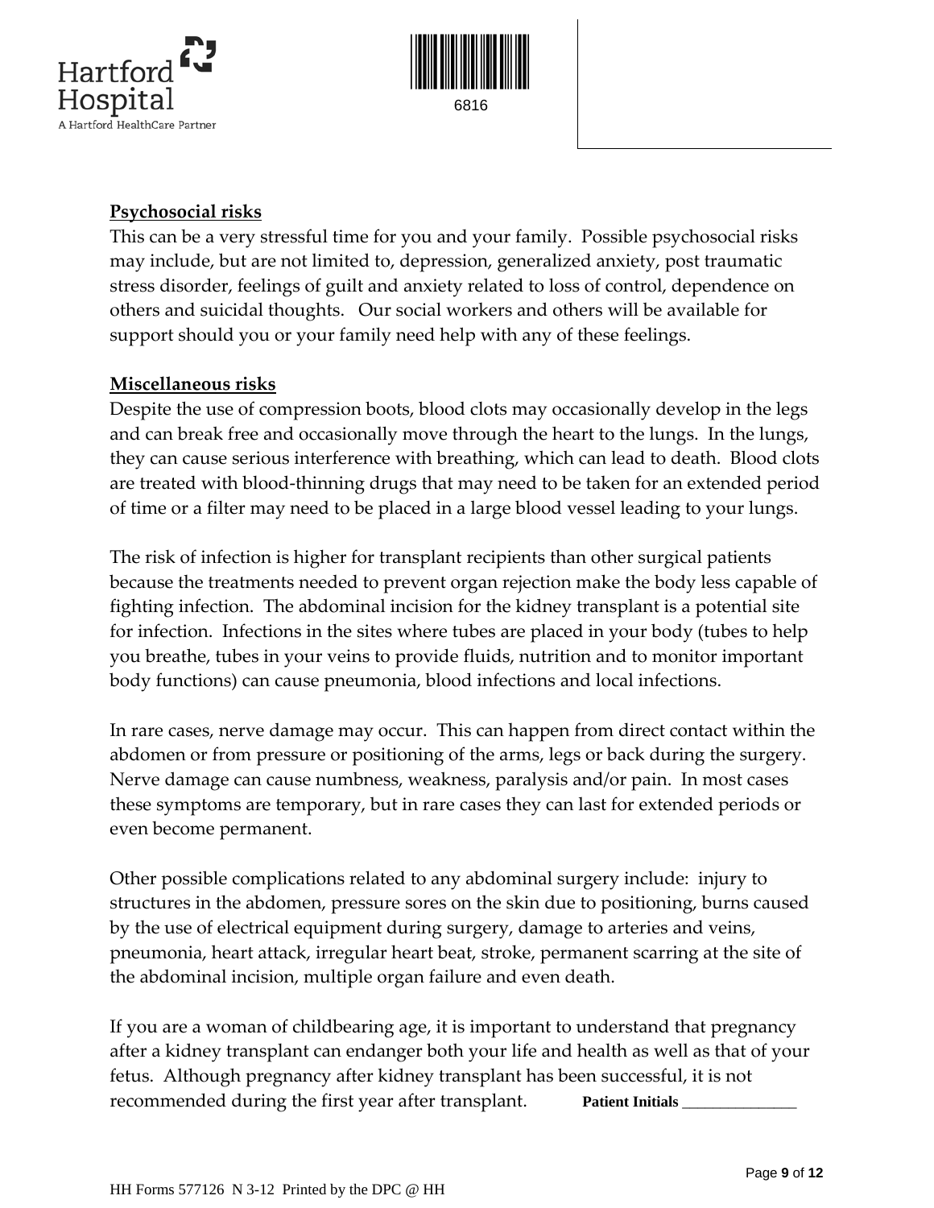**Psychosocial risks**

This can be a very stressful time for you and your family. Possible psychosocial risks may include, but are not limited to, depression, generalized anxiety, post traumatic stress disorder, feelings of guilt and anxiety related to loss of control, dependence on others and suicidal thoughts. Our social workers and others will be available for support should you or your family need help with any of these feelings.

**Miscellaneous risks**

Despite the use of compression boots, blood clots may occasionally develop in the legs and can break free and occasionally move through the heart to the lungs. In the lungs, they can cause serious interference with breathing, which can lead to death. Blood clots are treated with blood-thinning drugs that may need to be taken for an extended period of time or a filter may need to be placed in a large blood vessel leading to your lungs.

The risk of infection is higher for transplant recipients than other surgical patients because the treatments needed to prevent organ rejection make the body less capable of fighting infection. The abdominal incision for the kidney transplant is a potential site for infection. Infections in the sites where tubes are placed in your body (tubes to help you breathe, tubes in your veins to provide fluids, nutrition and to monitor important body functions) can cause pneumonia, blood infections and local infections.

In rare cases, nerve damage may occur. This can happen from direct contact within the abdomen or from pressure or positioning of the arms, legs or back during the surgery. Nerve damage can cause numbness, weakness, paralysis and/or pain. In most cases these symptoms are temporary, but in rare cases they can last for extended periods or even become permanent.

Other possible complications related to any abdominal surgery include: injury to structures in the abdomen, pressure sores on the skin due to positioning, burns caused by the use of electrical equipment during surgery, damage to arteries and veins, pneumonia, heart attack, irregular heart beat, stroke, permanent scarring at the site of the abdominal incision, multiple organ failure and even death.

If you are a woman of childbearing age, it is important to understand that pregnancy after a kidney transplant can endanger both your life and health as well as that of your fetus. Although pregnancy after kidney transplant has been successful, it is not recommended during the first year after transplant. **Patient Initials** _______________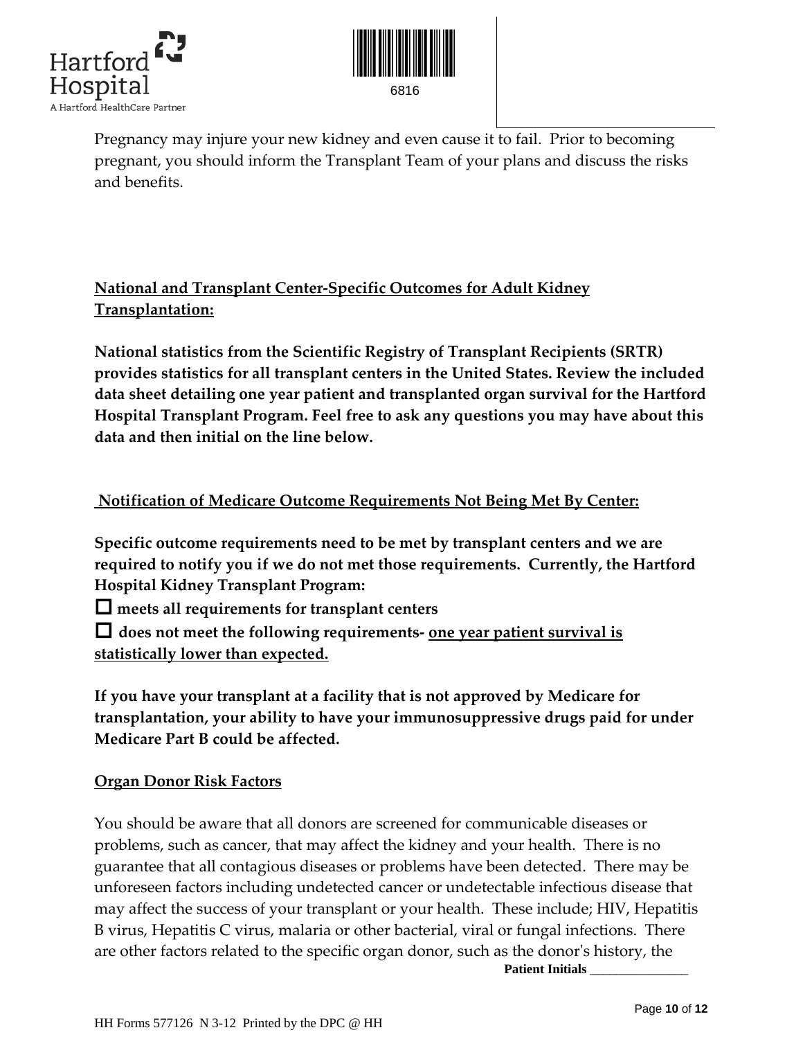Pregnancy may injure your new kidney and even cause it to fail. Prior to becoming pregnant, you should inform the Transplant Team of your plans and discuss the risks and benefits.

**<u>National and Transplant Center-Specific Outcomes for Adult Kidney Transplantation:</u>**

**National statistics from the Scientific Registry of Transplant Recipients (SRTR) provides statistics for all transplant centers in the United States. Review the included data sheet detailing one year patient and transplanted organ survival for the Hartford Hospital Transplant Program. Feel free to ask any questions you may have about this data and then initial on the line below.**

**<u>Notification of Medicare Outcome Requirements Not Being Met By Center:</u>**

**Specific outcome requirements need to be met by transplant centers and we are required to notify you if we do not met those requirements. Currently, the Hartford Hospital Kidney Transplant Program:**

☐ **meets all requirements for transplant centers**

☐ **does not meet the following requirements- <u>one year patient survival is statistically lower than expected.</u>**

**If you have your transplant at a facility that is not approved by Medicare for transplantation, your ability to have your immunosuppressive drugs paid for under Medicare Part B could be affected.**

**<u>Organ Donor Risk Factors</u>**

You should be aware that all donors are screened for communicable diseases or problems, such as cancer, that may affect the kidney and your health. There is no guarantee that all contagious diseases or problems have been detected. There may be unforeseen factors including undetected cancer or undetectable infectious disease that may affect the success of your transplant or your health. These include; HIV, Hepatitis B virus, Hepatitis C virus, malaria or other bacterial, viral or fungal infections. There are other factors related to the specific organ donor, such as the donor's history, the

**Patient Initials** _______________

HH Forms 577126 N 3-12 Printed by the DPC @ HH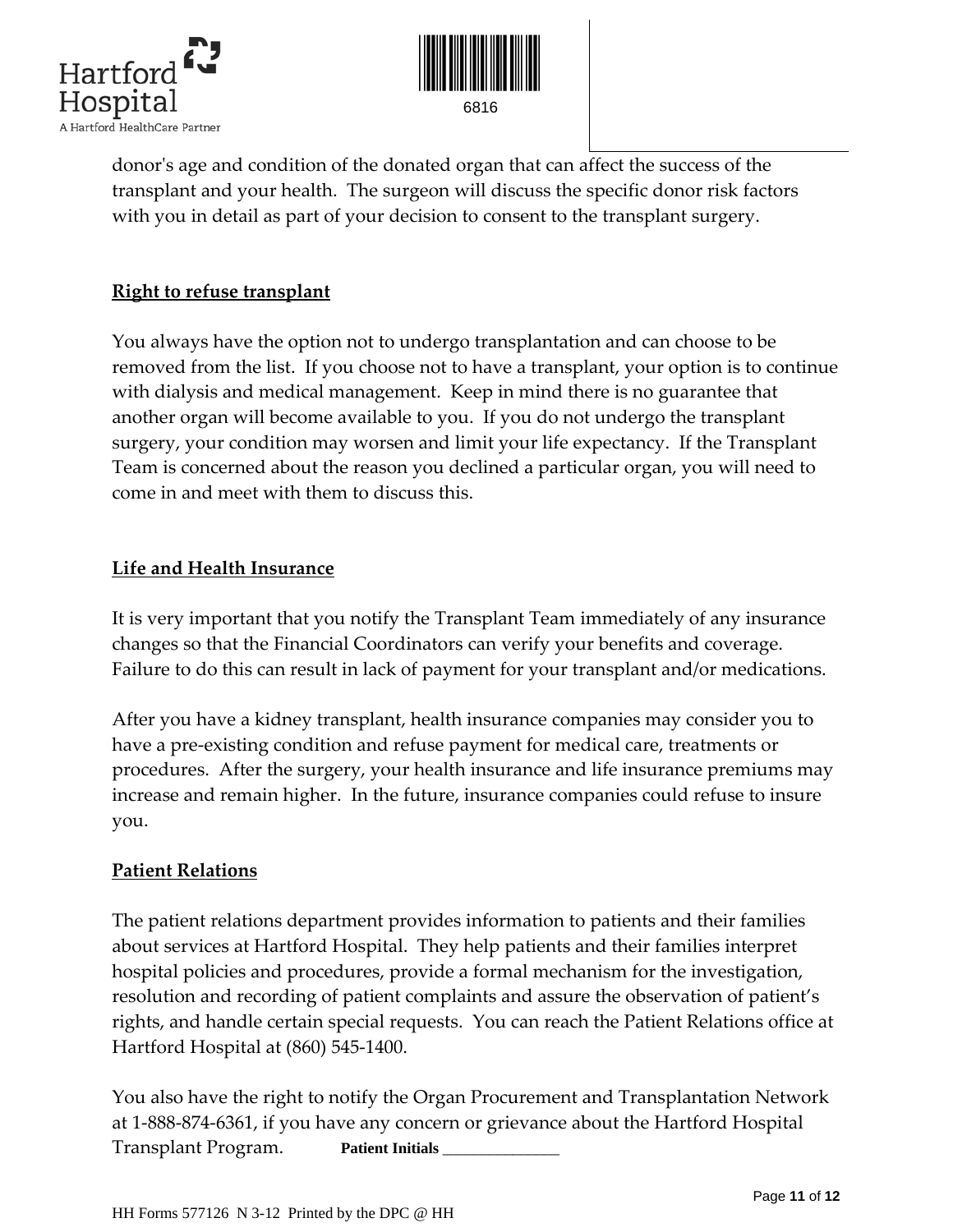donor's age and condition of the donated organ that can affect the success of the transplant and your health. The surgeon will discuss the specific donor risk factors with you in detail as part of your decision to consent to the transplant surgery.

**Right to refuse transplant**

You always have the option not to undergo transplantation and can choose to be removed from the list. If you choose not to have a transplant, your option is to continue with dialysis and medical management. Keep in mind there is no guarantee that another organ will become available to you. If you do not undergo the transplant surgery, your condition may worsen and limit your life expectancy. If the Transplant Team is concerned about the reason you declined a particular organ, you will need to come in and meet with them to discuss this.

**Life and Health Insurance**

It is very important that you notify the Transplant Team immediately of any insurance changes so that the Financial Coordinators can verify your benefits and coverage. Failure to do this can result in lack of payment for your transplant and/or medications.

After you have a kidney transplant, health insurance companies may consider you to have a pre-existing condition and refuse payment for medical care, treatments or procedures. After the surgery, your health insurance and life insurance premiums may increase and remain higher. In the future, insurance companies could refuse to insure you.

**Patient Relations**

The patient relations department provides information to patients and their families about services at Hartford Hospital. They help patients and their families interpret hospital policies and procedures, provide a formal mechanism for the investigation, resolution and recording of patient complaints and assure the observation of patient's rights, and handle certain special requests. You can reach the Patient Relations office at Hartford Hospital at (860) 545-1400.

You also have the right to notify the Organ Procurement and Transplantation Network at 1-888-874-6361, if you have any concern or grievance about the Hartford Hospital Transplant Program. **Patient Initials** ______________

HH Forms 577126 N 3-12 Printed by the DPC @ HH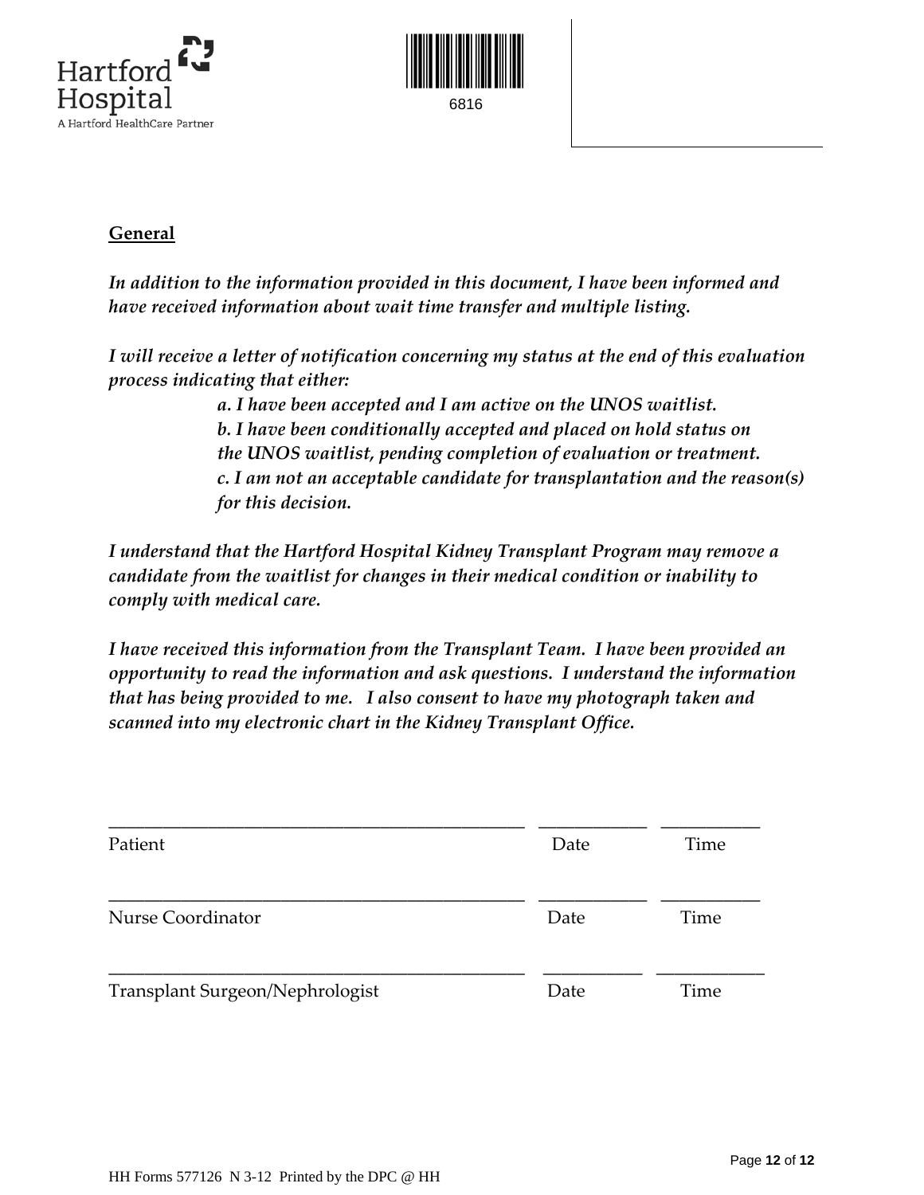Hartford Hospital
A Hartford HealthCare Partner

6816

**General**

*In addition to the information provided in this document, I have been informed and have received information about wait time transfer and multiple listing.*

*I will receive a letter of notification concerning my status at the end of this evaluation process indicating that either:*

*a. I have been accepted and I am active on the UNOS waitlist.*
*b. I have been conditionally accepted and placed on hold status on the UNOS waitlist, pending completion of evaluation or treatment.*
*c. I am not an acceptable candidate for transplantation and the reason(s) for this decision.*

*I understand that the Hartford Hospital Kidney Transplant Program may remove a candidate from the waitlist for changes in their medical condition or inability to comply with medical care.*

*I have received this information from the Transplant Team. I have been provided an opportunity to read the information and ask questions. I understand the information that has being provided to me. I also consent to have my photograph taken and scanned into my electronic chart in the Kidney Transplant Office.*

| | | |
|---|---|---|
| ______________________________ | __________ | __________ |
| Patient | Date | Time |
| ______________________________ | __________ | __________ |
| Nurse Coordinator | Date | Time |
| ______________________________ | __________ | __________ |
| Transplant Surgeon/Nephrologist | Date | Time |

HH Forms 577126 N 3-12 Printed by the DPC @ HH